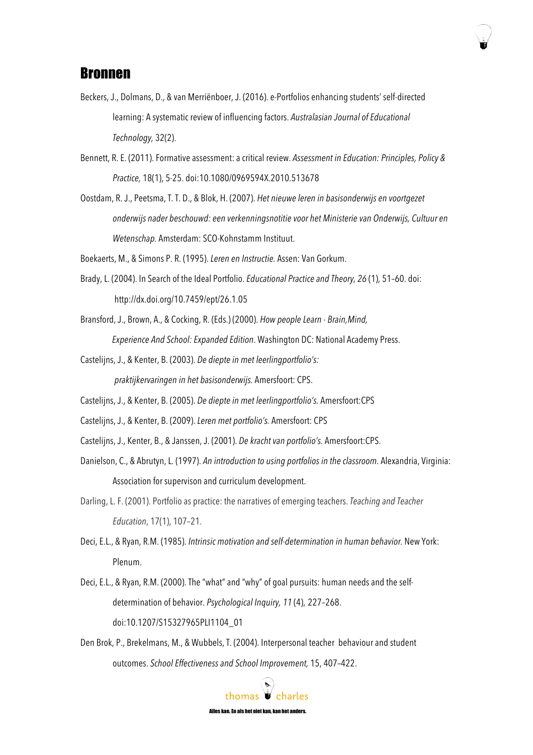# Bronnen

Beckers, J., Dolmans, D., & van Merriënboer, J. (2016). e-Portfolios enhancing students' self-directed learning: A systematic review of influencing factors. *Australasian Journal of Educational Technology,* 32(2).

Bennett, R. E. (2011). Formative assessment: a critical review. *Assessment in Education: Principles, Policy & Practice,* 18(1), 5-25. doi:10.1080/0969594X.2010.513678

Oostdam, R. J., Peetsma, T. T. D., & Blok, H. (2007). *Het nieuwe leren in basisonderwijs en voortgezet onderwijs nader beschouwd: een verkenningsnotitie voor het Ministerie van Onderwijs, Cultuur en Wetenschap.* Amsterdam: SCO-Kohnstamm Instituut.

Boekaerts, M., & Simons P. R. (1995). *Leren en Instructie.* Assen: Van Gorkum.

Brady, L. (2004). In Search of the Ideal Portfolio. *Educational Practice and Theory, 26* (1), 51–60. doi: http://dx.doi.org/10.7459/ept/26.1.05

Bransford, J., Brown, A., & Cocking, R. (Eds.) (2000). *How people Learn - Brain,Mind, Experience And School: Expanded Edition*. Washington DC: National Academy Press.

Castelijns, J., & Kenter, B. (2003). *De diepte in met leerlingportfolio's: praktijkervaringen in het basisonderwijs.* Amersfoort: CPS.

Castelijns, J., & Kenter, B. (2005). *De diepte in met leerlingportfolio's.* Amersfoort:CPS

Castelijns, J., & Kenter, B. (2009). *Leren met portfolio's.* Amersfoort: CPS

Castelijns, J., Kenter, B., & Janssen, J. (2001). *De kracht van portfolio's.* Amersfoort:CPS.

Danielson, C., & Abrutyn, L. (1997). *An introduction to using portfolios in the classroom.* Alexandria, Virginia: Association for supervison and curriculum development.

Darling, L. F. (2001). Portfolio as practice: the narratives of emerging teachers. *Teaching and Teacher Education*, 17(1), 107–21.

Deci, E.L., & Ryan, R.M. (1985). *Intrinsic motivation and self-determination in human behavior.* New York: Plenum.

Deci, E.L., & Ryan, R.M. (2000). The "what" and "why" of goal pursuits: human needs and the self-determination of behavior. *Psychological Inquiry, 11* (4), 227–268. doi:10.1207/S15327965PLI1104_01

Den Brok, P., Brekelmans, M., & Wubbels, T. (2004). Interpersonal teacher behaviour and student outcomes. *School Effectiveness and School Improvement,* 15, 407–422.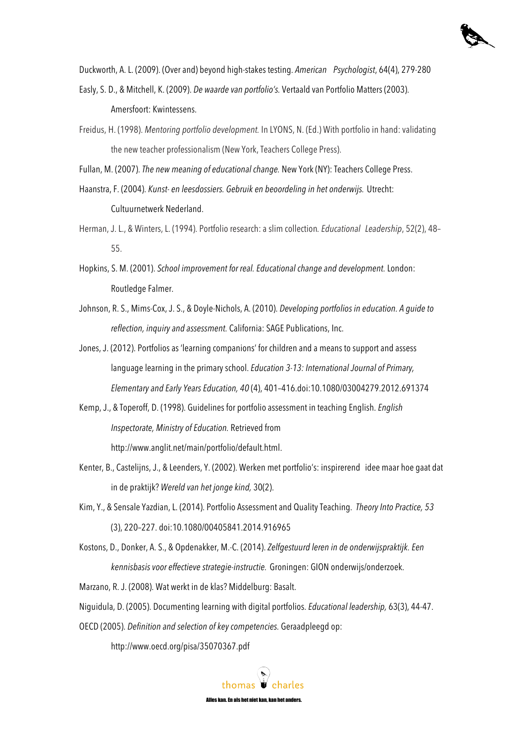Duckworth, A. L. (2009). (Over and) beyond high-stakes testing. *American Psychologist*, 64(4), 279-280

Easly, S. D., & Mitchell, K. (2009). *De waarde van portfolio's.* Vertaald van Portfolio Matters (2003). Amersfoort: Kwintessens.

Freidus, H. (1998). *Mentoring portfolio development.* In LYONS, N. (Ed.) With portfolio in hand: validating the new teacher professionalism (New York, Teachers College Press).

Fullan, M. (2007). *The new meaning of educational change.* New York (NY): Teachers College Press.

Haanstra, F. (2004). *Kunst- en leesdossiers. Gebruik en beoordeling in het onderwijs.* Utrecht: Cultuurnetwerk Nederland.

Herman, J. L., & Winters, L. (1994). Portfolio research: a slim collection. *Educational Leadership*, 52(2), 48–55.

Hopkins, S. M. (2001). *School improvement for real. Educational change and development.* London: Routledge Falmer.

Johnson, R. S., Mims-Cox, J. S., & Doyle-Nichols, A. (2010). *Developing portfolios in education. A guide to reflection, inquiry and assessment.* California: SAGE Publications, Inc.

Jones, J. (2012). Portfolios as 'learning companions' for children and a means to support and assess language learning in the primary school. *Education 3-13: International Journal of Primary, Elementary and Early Years Education, 40* (4), 401–416.doi:10.1080/03004279.2012.691374

Kemp, J., & Toperoff, D. (1998). Guidelines for portfolio assessment in teaching English. *English Inspectorate, Ministry of Education.* Retrieved from http://www.anglit.net/main/portfolio/default.html.

Kenter, B., Castelijns, J., & Leenders, Y. (2002). Werken met portfolio's: inspirerend idee maar hoe gaat dat in de praktijk? *Wereld van het jonge kind,* 30(2).

Kim, Y., & Sensale Yazdian, L. (2014). Portfolio Assessment and Quality Teaching. *Theory Into Practice, 53* (3), 220–227. doi:10.1080/00405841.2014.916965

Kostons, D., Donker, A. S., & Opdenakker, M.-C. (2014). *Zelfgestuurd leren in de onderwijspraktijk. Een kennisbasis voor effectieve strategie-instructie.* Groningen: GION onderwijs/onderzoek.

Marzano, R. J. (2008). Wat werkt in de klas? Middelburg: Basalt.

Niguidula, D. (2005). Documenting learning with digital portfolios. *Educational leadership,* 63(3), 44-47.

OECD (2005). *Definition and selection of key competencies.* Geraadpleegd op: http://www.oecd.org/pisa/35070367.pdf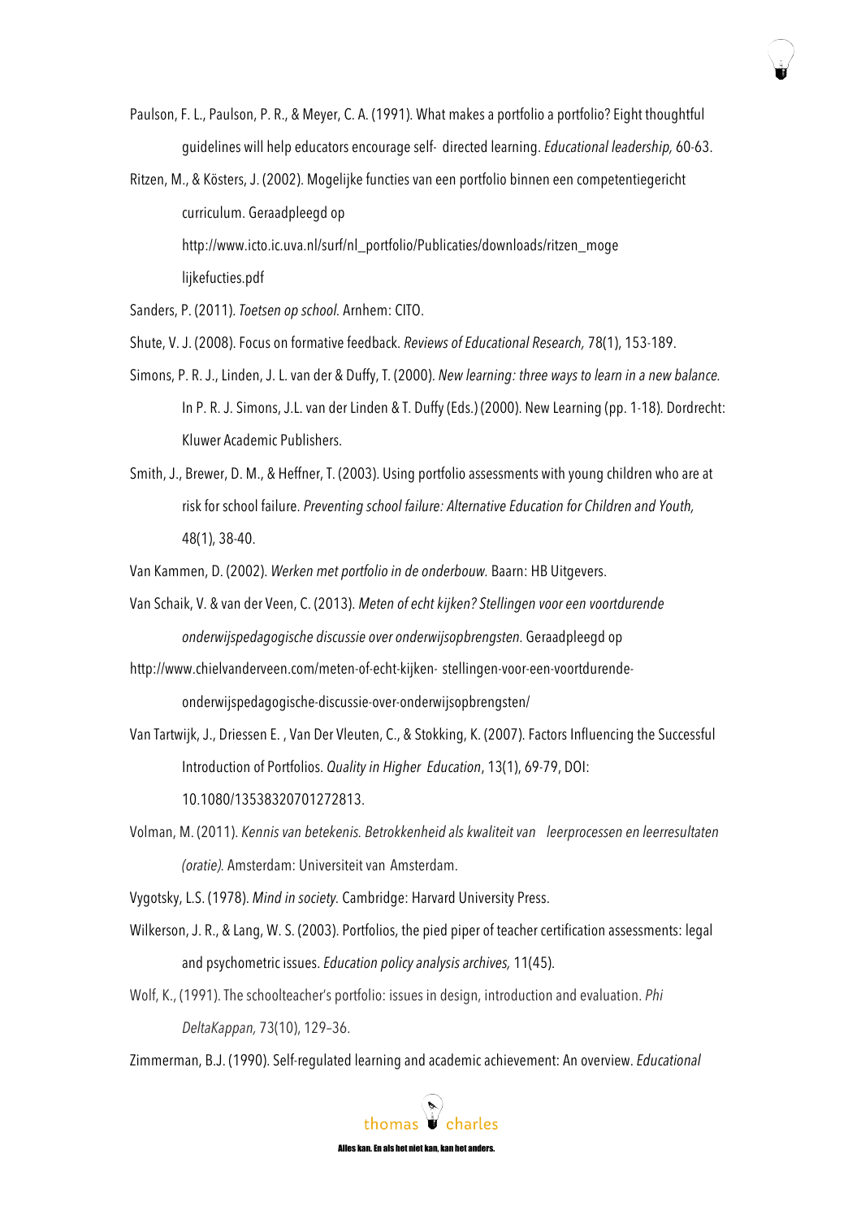Paulson, F. L., Paulson, P. R., & Meyer, C. A. (1991). What makes a portfolio a portfolio? Eight thoughtful guidelines will help educators encourage self- directed learning. *Educational leadership,* 60-63.

Ritzen, M., & Kösters, J. (2002). Mogelijke functies van een portfolio binnen een competentiegericht curriculum. Geraadpleegd op http://www.icto.ic.uva.nl/surf/nl_portfolio/Publicaties/downloads/ritzen_moge lijkefucties.pdf

Sanders, P. (2011). *Toetsen op school.* Arnhem: CITO.

Shute, V. J. (2008). Focus on formative feedback. *Reviews of Educational Research,* 78(1), 153-189.

Simons, P. R. J., Linden, J. L. van der & Duffy, T. (2000). *New learning: three ways to learn in a new balance.* In P. R. J. Simons, J.L. van der Linden & T. Duffy (Eds.) (2000). New Learning (pp. 1-18). Dordrecht: Kluwer Academic Publishers.

Smith, J., Brewer, D. M., & Heffner, T. (2003). Using portfolio assessments with young children who are at risk for school failure. *Preventing school failure: Alternative Education for Children and Youth,* 48(1), 38-40.

Van Kammen, D. (2002). *Werken met portfolio in de onderbouw.* Baarn: HB Uitgevers.

Van Schaik, V. & van der Veen, C. (2013). *Meten of echt kijken? Stellingen voor een voortdurende onderwijspedagogische discussie over onderwijsopbrengsten.* Geraadpleegd op http://www.chielvanderveen.com/meten-of-echt-kijken- stellingen-voor-een-voortdurende-onderwijspedagogische-discussie-over-onderwijsopbrengsten/

Van Tartwijk, J., Driessen E. , Van Der Vleuten, C., & Stokking, K. (2007). Factors Influencing the Successful Introduction of Portfolios. *Quality in Higher Education*, 13(1), 69-79, DOI: 10.1080/13538320701272813.

Volman, M. (2011). *Kennis van betekenis. Betrokkenheid als kwaliteit van leerprocessen en leerresultaten (oratie).* Amsterdam: Universiteit van Amsterdam.

Vygotsky, L.S. (1978). *Mind in society.* Cambridge: Harvard University Press.

Wilkerson, J. R., & Lang, W. S. (2003). Portfolios, the pied piper of teacher certification assessments: legal and psychometric issues. *Education policy analysis archives,* 11(45).

Wolf, K., (1991). The schoolteacher's portfolio: issues in design, introduction and evaluation. *Phi DeltaKappan,* 73(10), 129–36.

Zimmerman, B.J. (1990). Self-regulated learning and academic achievement: An overview. *Educational*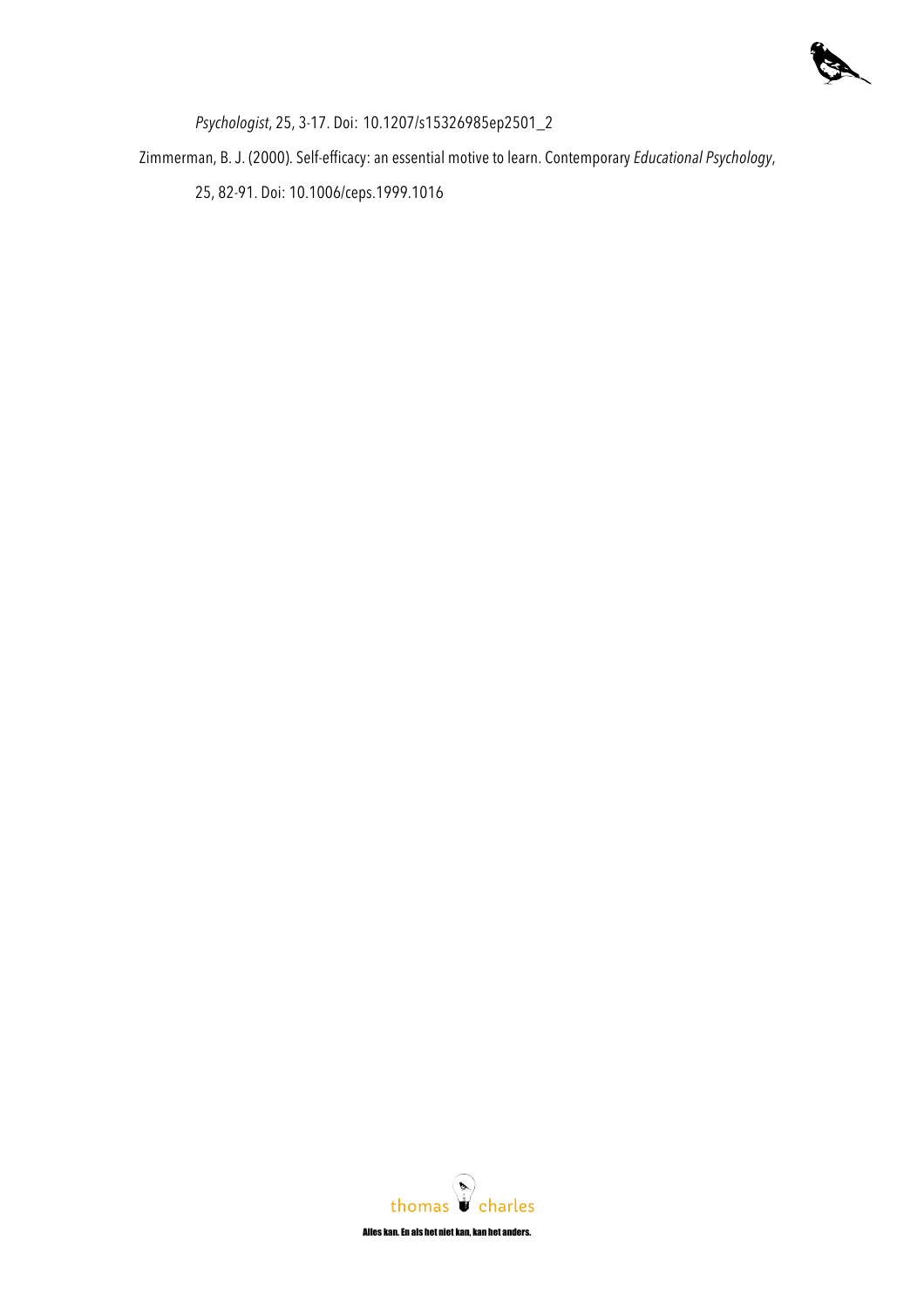*Psychologist*, 25, 3-17. Doi: 10.1207/s15326985ep2501_2

Zimmerman, B. J. (2000). Self-efficacy: an essential motive to learn. Contemporary *Educational Psychology*, 25, 82-91. Doi: 10.1006/ceps.1999.1016